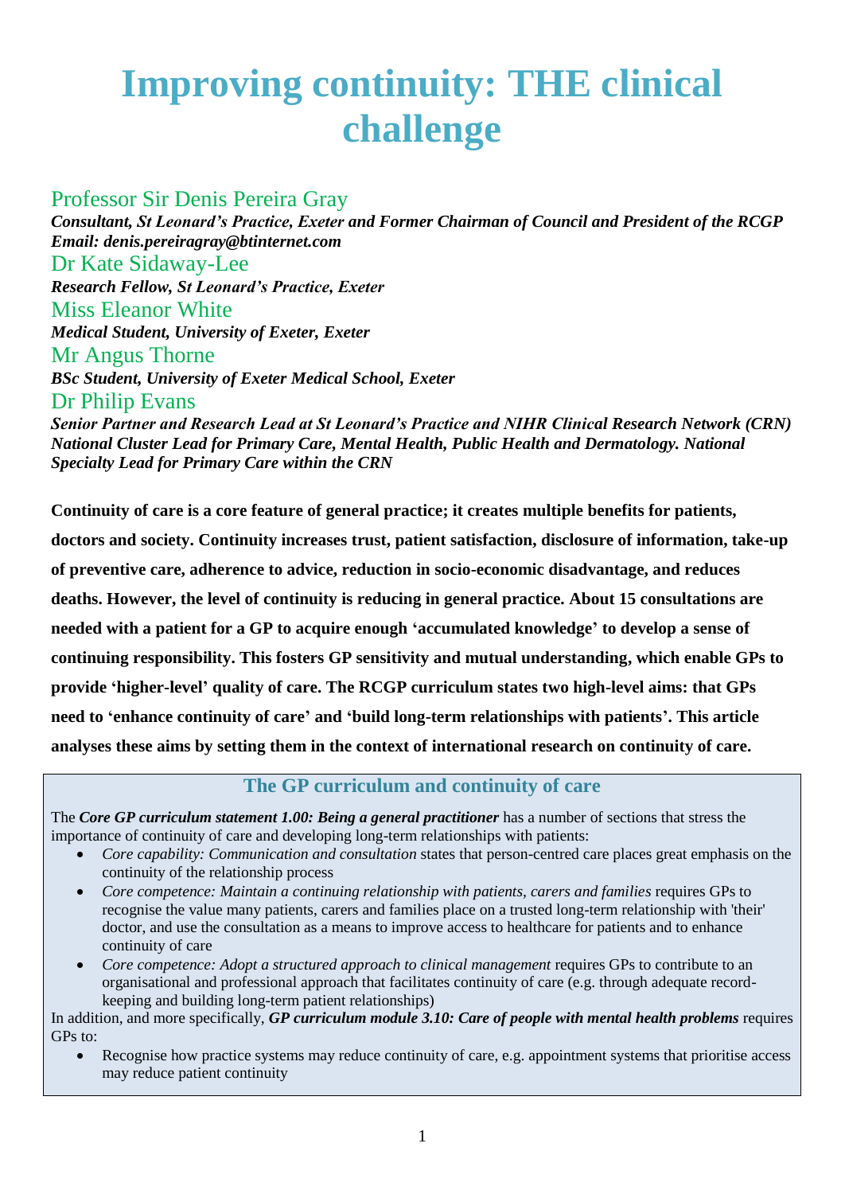# Improving continuity: THE clinical challenge

Professor Sir Denis Pereira Gray

***Consultant, St Leonard's Practice, Exeter and Former Chairman of Council and President of the RCGP***
***Email: denis.pereiragray@btinternet.com***

Dr Kate Sidaway-Lee

***Research Fellow, St Leonard's Practice, Exeter***

Miss Eleanor White

***Medical Student, University of Exeter, Exeter***

Mr Angus Thorne

***BSc Student, University of Exeter Medical School, Exeter***

Dr Philip Evans

***Senior Partner and Research Lead at St Leonard's Practice and NIHR Clinical Research Network (CRN) National Cluster Lead for Primary Care, Mental Health, Public Health and Dermatology. National Specialty Lead for Primary Care within the CRN***

**Continuity of care is a core feature of general practice; it creates multiple benefits for patients, doctors and society. Continuity increases trust, patient satisfaction, disclosure of information, take-up of preventive care, adherence to advice, reduction in socio-economic disadvantage, and reduces deaths. However, the level of continuity is reducing in general practice. About 15 consultations are needed with a patient for a GP to acquire enough 'accumulated knowledge' to develop a sense of continuing responsibility. This fosters GP sensitivity and mutual understanding, which enable GPs to provide 'higher-level' quality of care. The RCGP curriculum states two high-level aims: that GPs need to 'enhance continuity of care' and 'build long-term relationships with patients'. This article analyses these aims by setting them in the context of international research on continuity of care.**

### The GP curriculum and continuity of care

The ***Core GP curriculum statement 1.00: Being a general practitioner*** has a number of sections that stress the importance of continuity of care and developing long-term relationships with patients:

- *Core capability: Communication and consultation* states that person-centred care places great emphasis on the continuity of the relationship process
- *Core competence: Maintain a continuing relationship with patients, carers and families* requires GPs to recognise the value many patients, carers and families place on a trusted long-term relationship with 'their' doctor, and use the consultation as a means to improve access to healthcare for patients and to enhance continuity of care
- *Core competence: Adopt a structured approach to clinical management* requires GPs to contribute to an organisational and professional approach that facilitates continuity of care (e.g. through adequate record-keeping and building long-term patient relationships)

In addition, and more specifically, ***GP curriculum module 3.10: Care of people with mental health problems*** requires GPs to:

- Recognise how practice systems may reduce continuity of care, e.g. appointment systems that prioritise access may reduce patient continuity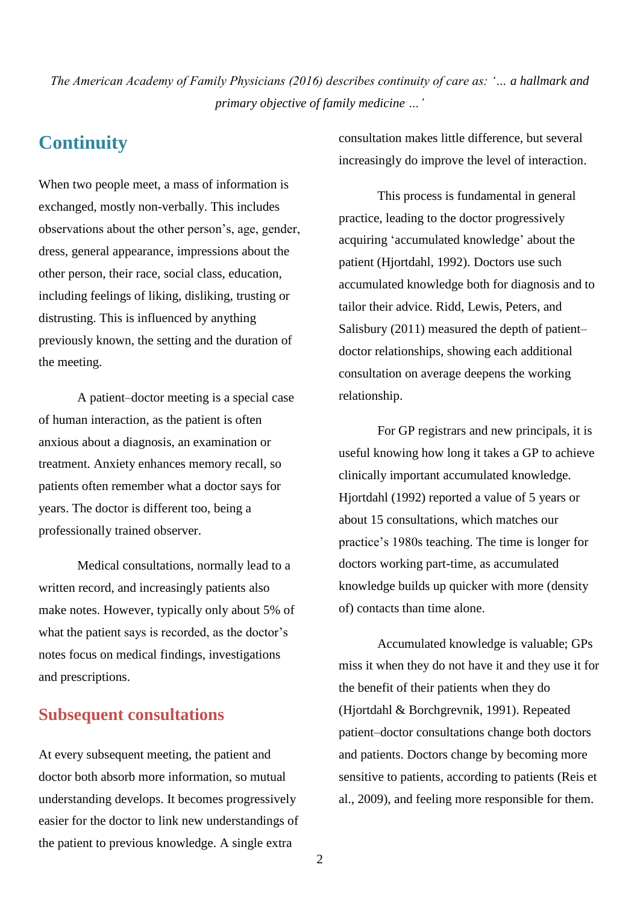*The American Academy of Family Physicians (2016) describes continuity of care as: '… a hallmark and primary objective of family medicine …'*

## Continuity

When two people meet, a mass of information is exchanged, mostly non-verbally. This includes observations about the other person's, age, gender, dress, general appearance, impressions about the other person, their race, social class, education, including feelings of liking, disliking, trusting or distrusting. This is influenced by anything previously known, the setting and the duration of the meeting.

A patient–doctor meeting is a special case of human interaction, as the patient is often anxious about a diagnosis, an examination or treatment. Anxiety enhances memory recall, so patients often remember what a doctor says for years. The doctor is different too, being a professionally trained observer.

Medical consultations, normally lead to a written record, and increasingly patients also make notes. However, typically only about 5% of what the patient says is recorded, as the doctor's notes focus on medical findings, investigations and prescriptions.

### Subsequent consultations

At every subsequent meeting, the patient and doctor both absorb more information, so mutual understanding develops. It becomes progressively easier for the doctor to link new understandings of the patient to previous knowledge. A single extra consultation makes little difference, but several increasingly do improve the level of interaction.

This process is fundamental in general practice, leading to the doctor progressively acquiring 'accumulated knowledge' about the patient (Hjortdahl, 1992). Doctors use such accumulated knowledge both for diagnosis and to tailor their advice. Ridd, Lewis, Peters, and Salisbury (2011) measured the depth of patient–doctor relationships, showing each additional consultation on average deepens the working relationship.

For GP registrars and new principals, it is useful knowing how long it takes a GP to achieve clinically important accumulated knowledge. Hjortdahl (1992) reported a value of 5 years or about 15 consultations, which matches our practice's 1980s teaching. The time is longer for doctors working part-time, as accumulated knowledge builds up quicker with more (density of) contacts than time alone.

Accumulated knowledge is valuable; GPs miss it when they do not have it and they use it for the benefit of their patients when they do (Hjortdahl & Borchgrevnik, 1991). Repeated patient–doctor consultations change both doctors and patients. Doctors change by becoming more sensitive to patients, according to patients (Reis et al., 2009), and feeling more responsible for them.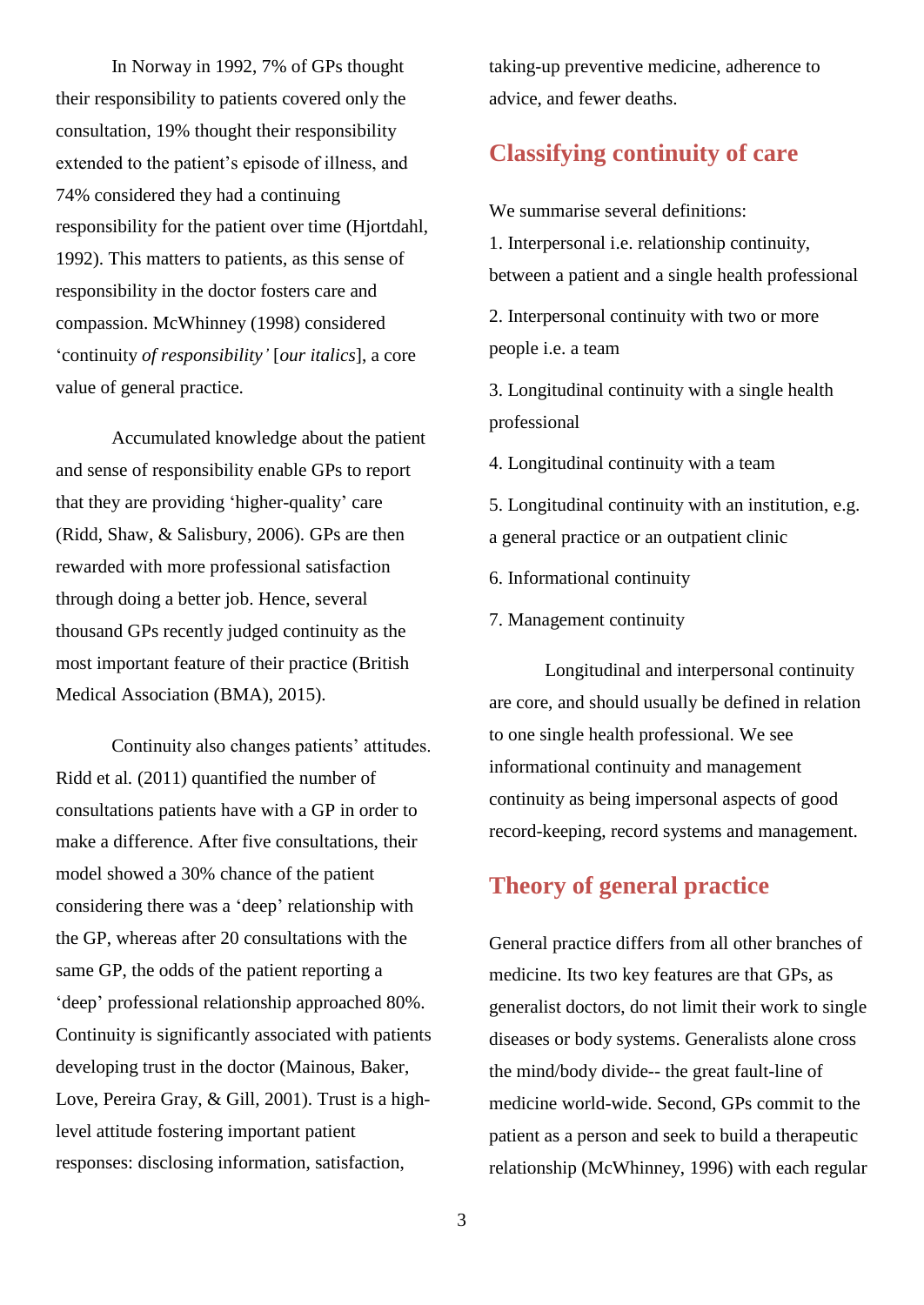In Norway in 1992, 7% of GPs thought their responsibility to patients covered only the consultation, 19% thought their responsibility extended to the patient's episode of illness, and 74% considered they had a continuing responsibility for the patient over time (Hjortdahl, 1992). This matters to patients, as this sense of responsibility in the doctor fosters care and compassion. McWhinney (1998) considered 'continuity *of responsibility'* [*our italics*], a core value of general practice.

Accumulated knowledge about the patient and sense of responsibility enable GPs to report that they are providing 'higher-quality' care (Ridd, Shaw, & Salisbury, 2006). GPs are then rewarded with more professional satisfaction through doing a better job. Hence, several thousand GPs recently judged continuity as the most important feature of their practice (British Medical Association (BMA), 2015).

Continuity also changes patients' attitudes. Ridd et al. (2011) quantified the number of consultations patients have with a GP in order to make a difference. After five consultations, their model showed a 30% chance of the patient considering there was a 'deep' relationship with the GP, whereas after 20 consultations with the same GP, the odds of the patient reporting a 'deep' professional relationship approached 80%. Continuity is significantly associated with patients developing trust in the doctor (Mainous, Baker, Love, Pereira Gray, & Gill, 2001). Trust is a high-level attitude fostering important patient responses: disclosing information, satisfaction, taking-up preventive medicine, adherence to advice, and fewer deaths.

## Classifying continuity of care

We summarise several definitions:

1. Interpersonal i.e. relationship continuity, between a patient and a single health professional
2. Interpersonal continuity with two or more people i.e. a team
3. Longitudinal continuity with a single health professional
4. Longitudinal continuity with a team
5. Longitudinal continuity with an institution, e.g. a general practice or an outpatient clinic
6. Informational continuity
7. Management continuity

Longitudinal and interpersonal continuity are core, and should usually be defined in relation to one single health professional. We see informational continuity and management continuity as being impersonal aspects of good record-keeping, record systems and management.

## Theory of general practice

General practice differs from all other branches of medicine. Its two key features are that GPs, as generalist doctors, do not limit their work to single diseases or body systems. Generalists alone cross the mind/body divide-- the great fault-line of medicine world-wide. Second, GPs commit to the patient as a person and seek to build a therapeutic relationship (McWhinney, 1996) with each regular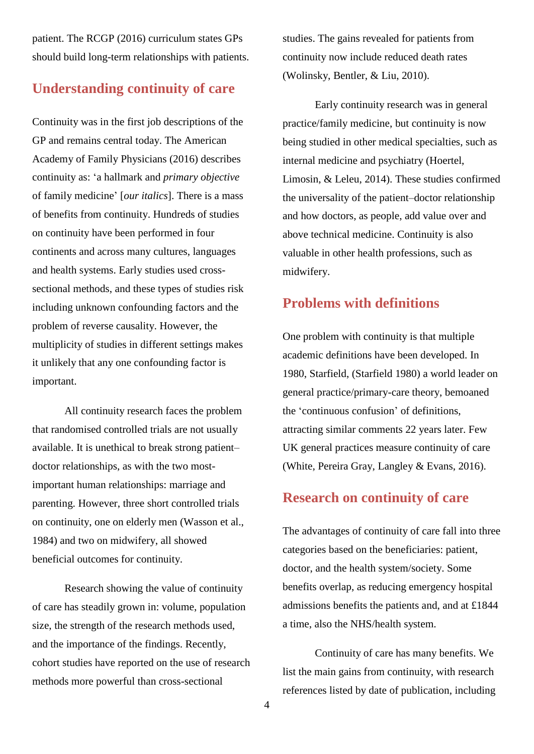patient. The RCGP (2016) curriculum states GPs should build long-term relationships with patients.

## Understanding continuity of care

Continuity was in the first job descriptions of the GP and remains central today. The American Academy of Family Physicians (2016) describes continuity as: 'a hallmark and *primary objective* of family medicine' [*our italics*]. There is a mass of benefits from continuity. Hundreds of studies on continuity have been performed in four continents and across many cultures, languages and health systems. Early studies used cross-sectional methods, and these types of studies risk including unknown confounding factors and the problem of reverse causality. However, the multiplicity of studies in different settings makes it unlikely that any one confounding factor is important.

All continuity research faces the problem that randomised controlled trials are not usually available. It is unethical to break strong patient–doctor relationships, as with the two most-important human relationships: marriage and parenting. However, three short controlled trials on continuity, one on elderly men (Wasson et al., 1984) and two on midwifery, all showed beneficial outcomes for continuity.

Research showing the value of continuity of care has steadily grown in: volume, population size, the strength of the research methods used, and the importance of the findings. Recently, cohort studies have reported on the use of research methods more powerful than cross-sectional studies. The gains revealed for patients from continuity now include reduced death rates (Wolinsky, Bentler, & Liu, 2010).

Early continuity research was in general practice/family medicine, but continuity is now being studied in other medical specialties, such as internal medicine and psychiatry (Hoertel, Limosin, & Leleu, 2014). These studies confirmed the universality of the patient–doctor relationship and how doctors, as people, add value over and above technical medicine. Continuity is also valuable in other health professions, such as midwifery.

## Problems with definitions

One problem with continuity is that multiple academic definitions have been developed. In 1980, Starfield, (Starfield 1980) a world leader on general practice/primary-care theory, bemoaned the 'continuous confusion' of definitions, attracting similar comments 22 years later. Few UK general practices measure continuity of care (White, Pereira Gray, Langley & Evans, 2016).

## Research on continuity of care

The advantages of continuity of care fall into three categories based on the beneficiaries: patient, doctor, and the health system/society. Some benefits overlap, as reducing emergency hospital admissions benefits the patients and, and at £1844 a time, also the NHS/health system.

Continuity of care has many benefits. We list the main gains from continuity, with research references listed by date of publication, including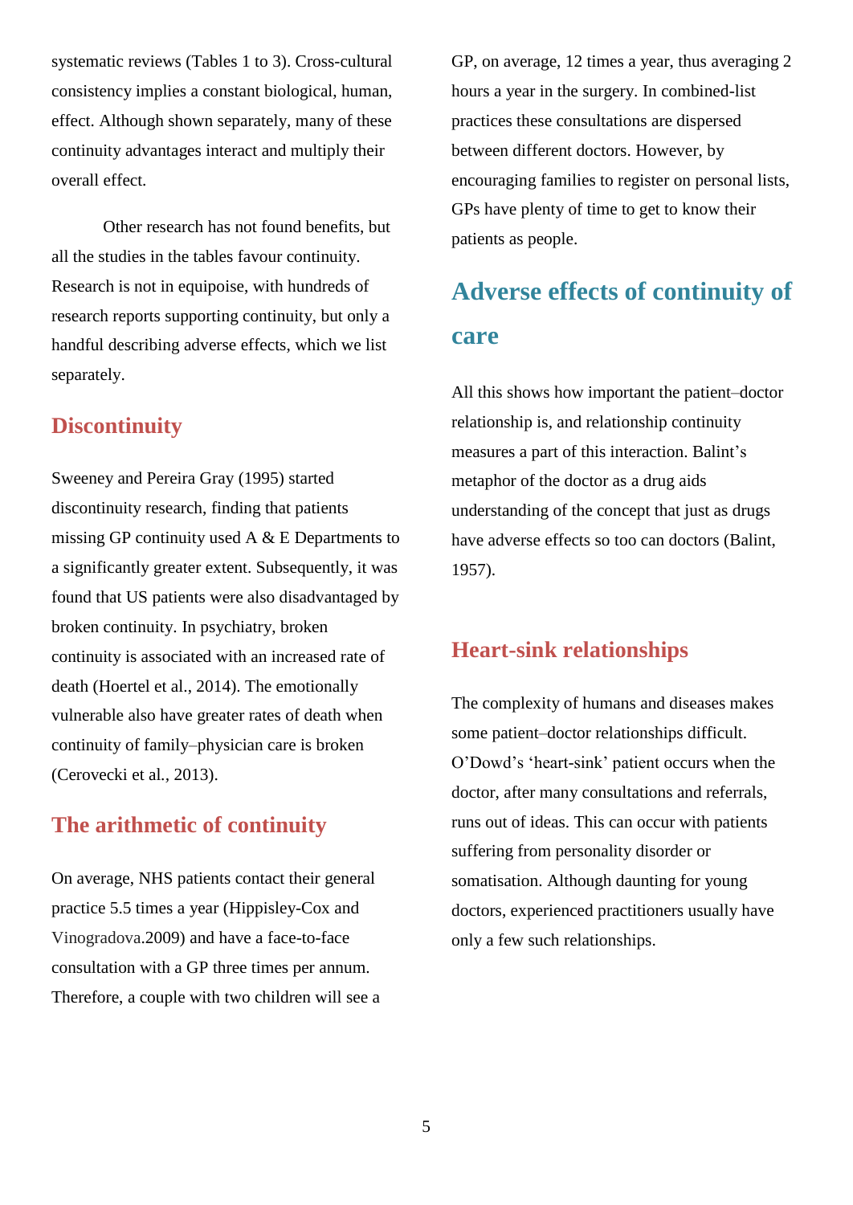systematic reviews (Tables 1 to 3). Cross-cultural consistency implies a constant biological, human, effect. Although shown separately, many of these continuity advantages interact and multiply their overall effect.

Other research has not found benefits, but all the studies in the tables favour continuity. Research is not in equipoise, with hundreds of research reports supporting continuity, but only a handful describing adverse effects, which we list separately.

## Discontinuity

Sweeney and Pereira Gray (1995) started discontinuity research, finding that patients missing GP continuity used A & E Departments to a significantly greater extent. Subsequently, it was found that US patients were also disadvantaged by broken continuity. In psychiatry, broken continuity is associated with an increased rate of death (Hoertel et al., 2014). The emotionally vulnerable also have greater rates of death when continuity of family–physician care is broken (Cerovecki et al., 2013).

## The arithmetic of continuity

On average, NHS patients contact their general practice 5.5 times a year (Hippisley-Cox and Vinogradova.2009) and have a face-to-face consultation with a GP three times per annum. Therefore, a couple with two children will see a GP, on average, 12 times a year, thus averaging 2 hours a year in the surgery. In combined-list practices these consultations are dispersed between different doctors. However, by encouraging families to register on personal lists, GPs have plenty of time to get to know their patients as people.

# Adverse effects of continuity of care

All this shows how important the patient–doctor relationship is, and relationship continuity measures a part of this interaction. Balint's metaphor of the doctor as a drug aids understanding of the concept that just as drugs have adverse effects so too can doctors (Balint, 1957).

## Heart-sink relationships

The complexity of humans and diseases makes some patient–doctor relationships difficult. O'Dowd's 'heart-sink' patient occurs when the doctor, after many consultations and referrals, runs out of ideas. This can occur with patients suffering from personality disorder or somatisation. Although daunting for young doctors, experienced practitioners usually have only a few such relationships.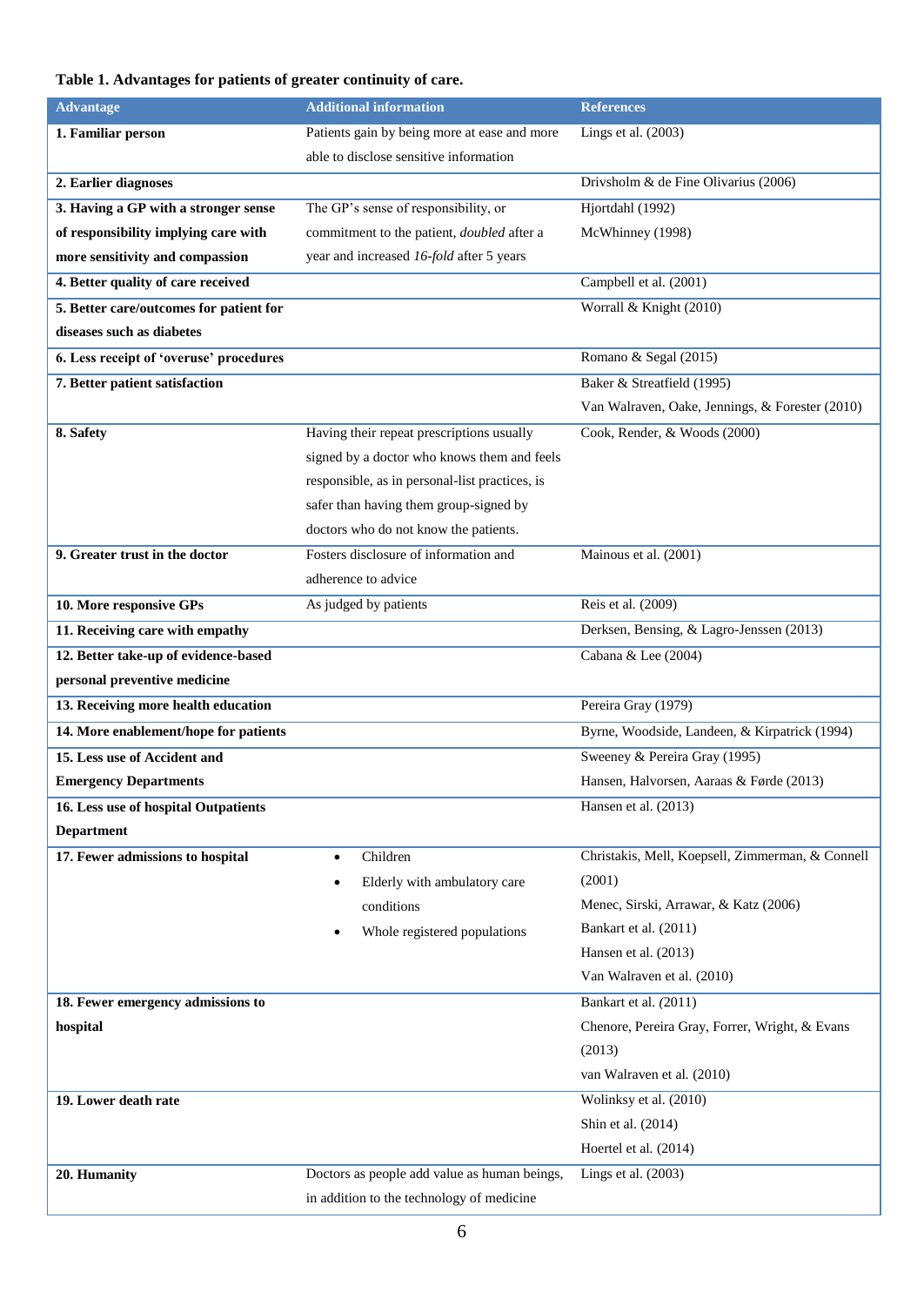**Table 1. Advantages for patients of greater continuity of care.**

| Advantage | Additional information | References |
|---|---|---|
| **1. Familiar person** | Patients gain by being more at ease and more able to disclose sensitive information | Lings et al. (2003) |
| **2. Earlier diagnoses** | | Drivsholm & de Fine Olivarius (2006) |
| **3. Having a GP with a stronger sense of responsibility implying care with more sensitivity and compassion** | The GP's sense of responsibility, or commitment to the patient, *doubled* after a year and increased *16-fold* after 5 years | Hjortdahl (1992)<br>McWhinney (1998) |
| **4. Better quality of care received** | | Campbell et al. (2001) |
| **5. Better care/outcomes for patient for diseases such as diabetes** | | Worrall & Knight (2010) |
| **6. Less receipt of 'overuse' procedures** | | Romano & Segal (2015) |
| **7. Better patient satisfaction** | | Baker & Streatfield (1995)<br>Van Walraven, Oake, Jennings, & Forester (2010) |
| **8. Safety** | Having their repeat prescriptions usually signed by a doctor who knows them and feels responsible, as in personal-list practices, is safer than having them group-signed by doctors who do not know the patients. | Cook, Render, & Woods (2000) |
| **9. Greater trust in the doctor** | Fosters disclosure of information and adherence to advice | Mainous et al. (2001) |
| **10. More responsive GPs** | As judged by patients | Reis et al. (2009) |
| **11. Receiving care with empathy** | | Derksen, Bensing, & Lagro-Janssen (2013) |
| **12. Better take-up of evidence-based personal preventive medicine** | | Cabana & Lee (2004) |
| **13. Receiving more health education** | | Pereira Gray (1979) |
| **14. More enablement/hope for patients** | | Byrne, Woodside, Landeen, & Kirpatrick (1994) |
| **15. Less use of Accident and Emergency Departments** | | Sweeney & Pereira Gray (1995)<br>Hansen, Halvorsen, Aaraas & Førde (2013) |
| **16. Less use of hospital Outpatients Department** | | Hansen et al. (2013) |
| **17. Fewer admissions to hospital** | • Children<br>• Elderly with ambulatory care conditions<br>• Whole registered populations | Christakis, Mell, Koepsell, Zimmerman, & Connell (2001)<br>Menec, Sirski, Arrawar, & Katz (2006)<br>Bankart et al. (2011)<br>Hansen et al. (2013)<br>Van Walraven et al. (2010) |
| **18. Fewer emergency admissions to hospital** | | Bankart et al. (2011)<br>Chenore, Pereira Gray, Forrer, Wright, & Evans (2013)<br>van Walraven et al. (2010) |
| **19. Lower death rate** | | Wolinksy et al. (2010)<br>Shin et al. (2014)<br>Hoertel et al. (2014) |
| **20. Humanity** | Doctors as people add value as human beings, in addition to the technology of medicine | Lings et al. (2003) |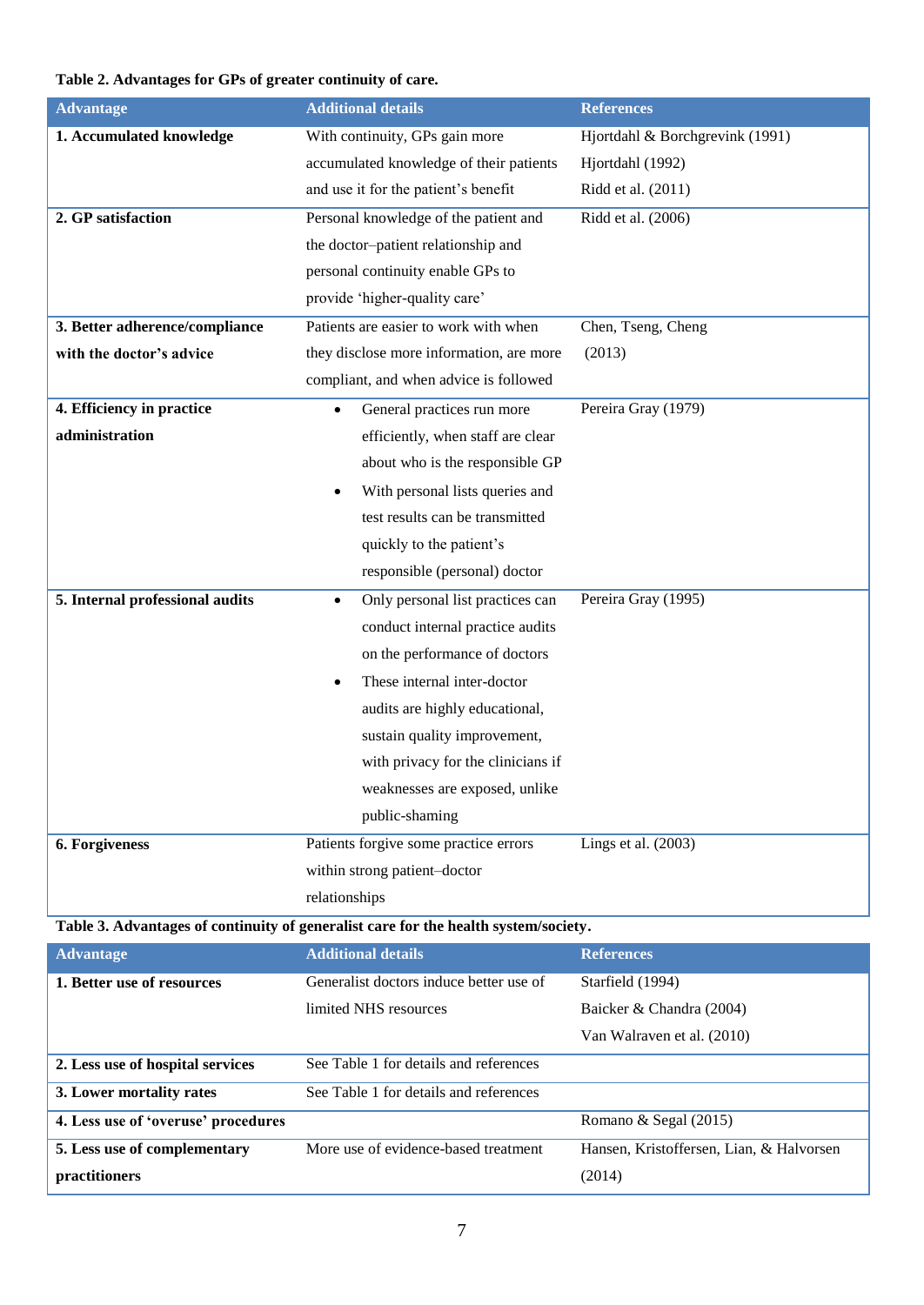**Table 2. Advantages for GPs of greater continuity of care.**

| Advantage | Additional details | References |
|---|---|---|
| **1. Accumulated knowledge** | With continuity, GPs gain more accumulated knowledge of their patients and use it for the patient's benefit | Hjortdahl & Borchgrevink (1991)<br>Hjortdahl (1992)<br>Ridd et al. (2011) |
| **2. GP satisfaction** | Personal knowledge of the patient and the doctor–patient relationship and personal continuity enable GPs to provide 'higher-quality care' | Ridd et al. (2006) |
| **3. Better adherence/compliance with the doctor's advice** | Patients are easier to work with when they disclose more information, are more compliant, and when advice is followed | Chen, Tseng, Cheng (2013) |
| **4. Efficiency in practice administration** | • General practices run more efficiently, when staff are clear about who is the responsible GP<br>• With personal lists queries and test results can be transmitted quickly to the patient's responsible (personal) doctor | Pereira Gray (1979) |
| **5. Internal professional audits** | • Only personal list practices can conduct internal practice audits on the performance of doctors<br>• These internal inter-doctor audits are highly educational, sustain quality improvement, with privacy for the clinicians if weaknesses are exposed, unlike public-shaming | Pereira Gray (1995) |
| **6. Forgiveness** | Patients forgive some practice errors within strong patient–doctor relationships | Lings et al. (2003) |

**Table 3. Advantages of continuity of generalist care for the health system/society.**

| Advantage | Additional details | References |
|---|---|---|
| **1. Better use of resources** | Generalist doctors induce better use of limited NHS resources | Starfield (1994)<br>Baicker & Chandra (2004)<br>Van Walraven et al. (2010) |
| **2. Less use of hospital services** | See Table 1 for details and references | |
| **3. Lower mortality rates** | See Table 1 for details and references | |
| **4. Less use of 'overuse' procedures** | | Romano & Segal (2015) |
| **5. Less use of complementary practitioners** | More use of evidence-based treatment | Hansen, Kristoffersen, Lian, & Halvorsen (2014) |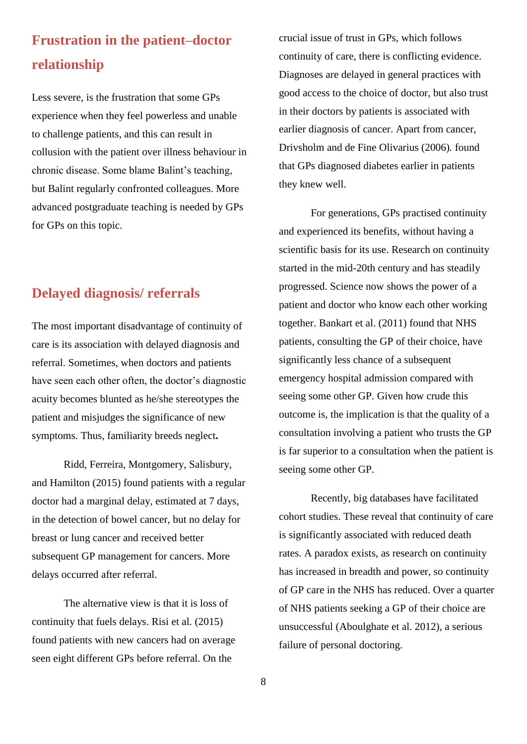## Frustration in the patient–doctor relationship

Less severe, is the frustration that some GPs experience when they feel powerless and unable to challenge patients, and this can result in collusion with the patient over illness behaviour in chronic disease. Some blame Balint's teaching, but Balint regularly confronted colleagues. More advanced postgraduate teaching is needed by GPs for GPs on this topic.

## Delayed diagnosis/ referrals

The most important disadvantage of continuity of care is its association with delayed diagnosis and referral. Sometimes, when doctors and patients have seen each other often, the doctor's diagnostic acuity becomes blunted as he/she stereotypes the patient and misjudges the significance of new symptoms. Thus, familiarity breeds neglect**.**

Ridd, Ferreira, Montgomery, Salisbury, and Hamilton (2015) found patients with a regular doctor had a marginal delay, estimated at 7 days, in the detection of bowel cancer, but no delay for breast or lung cancer and received better subsequent GP management for cancers. More delays occurred after referral.

The alternative view is that it is loss of continuity that fuels delays. Risi et al. (2015) found patients with new cancers had on average seen eight different GPs before referral. On the crucial issue of trust in GPs, which follows continuity of care, there is conflicting evidence. Diagnoses are delayed in general practices with good access to the choice of doctor, but also trust in their doctors by patients is associated with earlier diagnosis of cancer. Apart from cancer, Drivsholm and de Fine Olivarius (2006). found that GPs diagnosed diabetes earlier in patients they knew well.

For generations, GPs practised continuity and experienced its benefits, without having a scientific basis for its use. Research on continuity started in the mid-20th century and has steadily progressed. Science now shows the power of a patient and doctor who know each other working together. Bankart et al. (2011) found that NHS patients, consulting the GP of their choice, have significantly less chance of a subsequent emergency hospital admission compared with seeing some other GP. Given how crude this outcome is, the implication is that the quality of a consultation involving a patient who trusts the GP is far superior to a consultation when the patient is seeing some other GP.

Recently, big databases have facilitated cohort studies. These reveal that continuity of care is significantly associated with reduced death rates. A paradox exists, as research on continuity has increased in breadth and power, so continuity of GP care in the NHS has reduced. Over a quarter of NHS patients seeking a GP of their choice are unsuccessful (Aboulghate et al. 2012), a serious failure of personal doctoring.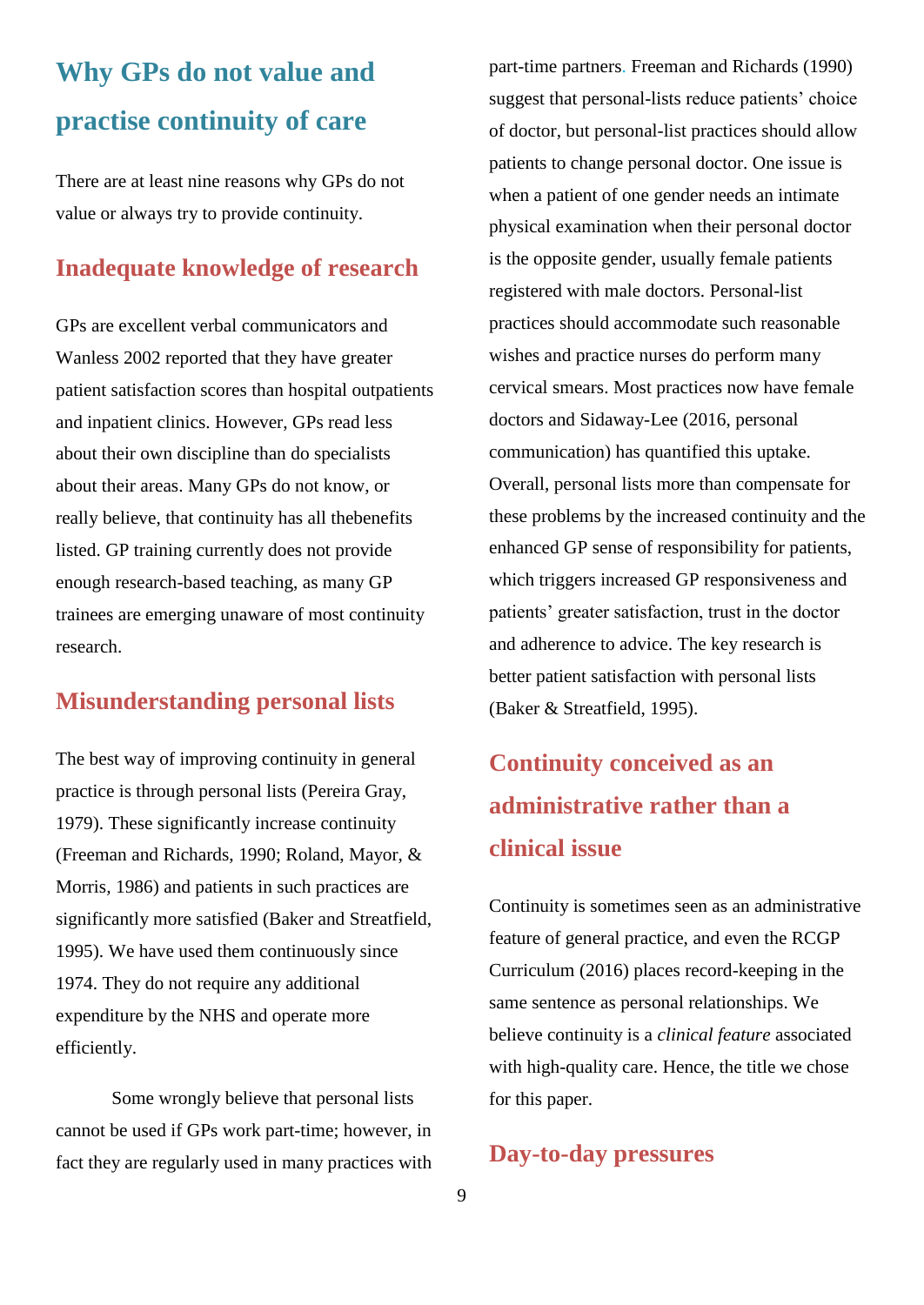## Why GPs do not value and practise continuity of care

There are at least nine reasons why GPs do not value or always try to provide continuity.

### Inadequate knowledge of research

GPs are excellent verbal communicators and Wanless 2002 reported that they have greater patient satisfaction scores than hospital outpatients and inpatient clinics. However, GPs read less about their own discipline than do specialists about their areas. Many GPs do not know, or really believe, that continuity has all thebenefits listed. GP training currently does not provide enough research-based teaching, as many GP trainees are emerging unaware of most continuity research.

### Misunderstanding personal lists

The best way of improving continuity in general practice is through personal lists (Pereira Gray, 1979). These significantly increase continuity (Freeman and Richards, 1990; Roland, Mayor, & Morris, 1986) and patients in such practices are significantly more satisfied (Baker and Streatfield, 1995). We have used them continuously since 1974. They do not require any additional expenditure by the NHS and operate more efficiently.

Some wrongly believe that personal lists cannot be used if GPs work part-time; however, in fact they are regularly used in many practices with part-time partners. Freeman and Richards (1990) suggest that personal-lists reduce patients' choice of doctor, but personal-list practices should allow patients to change personal doctor. One issue is when a patient of one gender needs an intimate physical examination when their personal doctor is the opposite gender, usually female patients registered with male doctors. Personal-list practices should accommodate such reasonable wishes and practice nurses do perform many cervical smears. Most practices now have female doctors and Sidaway-Lee (2016, personal communication) has quantified this uptake. Overall, personal lists more than compensate for these problems by the increased continuity and the enhanced GP sense of responsibility for patients, which triggers increased GP responsiveness and patients' greater satisfaction, trust in the doctor and adherence to advice. The key research is better patient satisfaction with personal lists (Baker & Streatfield, 1995).

### Continuity conceived as an administrative rather than a clinical issue

Continuity is sometimes seen as an administrative feature of general practice, and even the RCGP Curriculum (2016) places record-keeping in the same sentence as personal relationships. We believe continuity is a *clinical feature* associated with high-quality care. Hence, the title we chose for this paper.

### Day-to-day pressures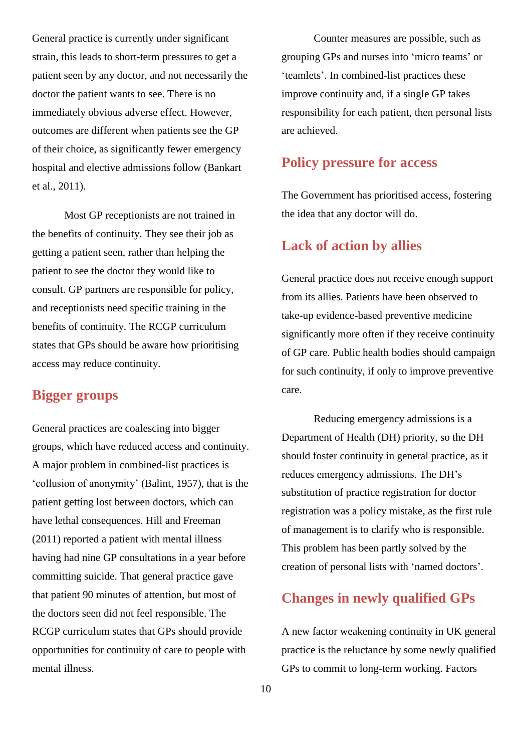General practice is currently under significant strain, this leads to short-term pressures to get a patient seen by any doctor, and not necessarily the doctor the patient wants to see. There is no immediately obvious adverse effect. However, outcomes are different when patients see the GP of their choice, as significantly fewer emergency hospital and elective admissions follow (Bankart et al., 2011).

Most GP receptionists are not trained in the benefits of continuity. They see their job as getting a patient seen, rather than helping the patient to see the doctor they would like to consult. GP partners are responsible for policy, and receptionists need specific training in the benefits of continuity. The RCGP curriculum states that GPs should be aware how prioritising access may reduce continuity.

## Bigger groups

General practices are coalescing into bigger groups, which have reduced access and continuity. A major problem in combined-list practices is 'collusion of anonymity' (Balint, 1957), that is the patient getting lost between doctors, which can have lethal consequences. Hill and Freeman (2011) reported a patient with mental illness having had nine GP consultations in a year before committing suicide. That general practice gave that patient 90 minutes of attention, but most of the doctors seen did not feel responsible. The RCGP curriculum states that GPs should provide opportunities for continuity of care to people with mental illness.

Counter measures are possible, such as grouping GPs and nurses into 'micro teams' or 'teamlets'. In combined-list practices these improve continuity and, if a single GP takes responsibility for each patient, then personal lists are achieved.

## Policy pressure for access

The Government has prioritised access, fostering the idea that any doctor will do.

## Lack of action by allies

General practice does not receive enough support from its allies. Patients have been observed to take-up evidence-based preventive medicine significantly more often if they receive continuity of GP care. Public health bodies should campaign for such continuity, if only to improve preventive care.

Reducing emergency admissions is a Department of Health (DH) priority, so the DH should foster continuity in general practice, as it reduces emergency admissions. The DH's substitution of practice registration for doctor registration was a policy mistake, as the first rule of management is to clarify who is responsible. This problem has been partly solved by the creation of personal lists with 'named doctors'.

## Changes in newly qualified GPs

A new factor weakening continuity in UK general practice is the reluctance by some newly qualified GPs to commit to long-term working. Factors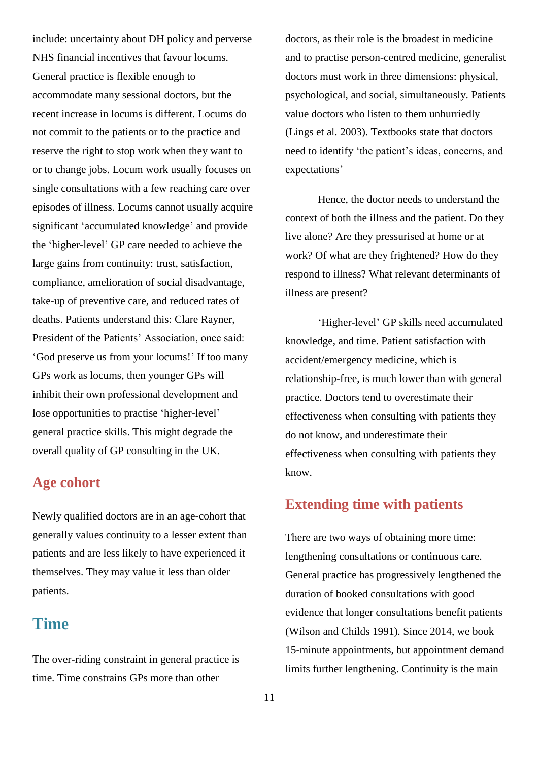include: uncertainty about DH policy and perverse NHS financial incentives that favour locums. General practice is flexible enough to accommodate many sessional doctors, but the recent increase in locums is different. Locums do not commit to the patients or to the practice and reserve the right to stop work when they want to or to change jobs. Locum work usually focuses on single consultations with a few reaching care over episodes of illness. Locums cannot usually acquire significant 'accumulated knowledge' and provide the 'higher-level' GP care needed to achieve the large gains from continuity: trust, satisfaction, compliance, amelioration of social disadvantage, take-up of preventive care, and reduced rates of deaths. Patients understand this: Clare Rayner, President of the Patients' Association, once said: 'God preserve us from your locums!' If too many GPs work as locums, then younger GPs will inhibit their own professional development and lose opportunities to practise 'higher-level' general practice skills. This might degrade the overall quality of GP consulting in the UK.

## Age cohort

Newly qualified doctors are in an age-cohort that generally values continuity to a lesser extent than patients and are less likely to have experienced it themselves. They may value it less than older patients.

## Time

The over-riding constraint in general practice is time. Time constrains GPs more than other doctors, as their role is the broadest in medicine and to practise person-centred medicine, generalist doctors must work in three dimensions: physical, psychological, and social, simultaneously. Patients value doctors who listen to them unhurriedly (Lings et al. 2003). Textbooks state that doctors need to identify 'the patient's ideas, concerns, and expectations'

Hence, the doctor needs to understand the context of both the illness and the patient. Do they live alone? Are they pressurised at home or at work? Of what are they frightened? How do they respond to illness? What relevant determinants of illness are present?

'Higher-level' GP skills need accumulated knowledge, and time. Patient satisfaction with accident/emergency medicine, which is relationship-free, is much lower than with general practice. Doctors tend to overestimate their effectiveness when consulting with patients they do not know, and underestimate their effectiveness when consulting with patients they know.

## Extending time with patients

There are two ways of obtaining more time: lengthening consultations or continuous care. General practice has progressively lengthened the duration of booked consultations with good evidence that longer consultations benefit patients (Wilson and Childs 1991). Since 2014, we book 15-minute appointments, but appointment demand limits further lengthening. Continuity is the main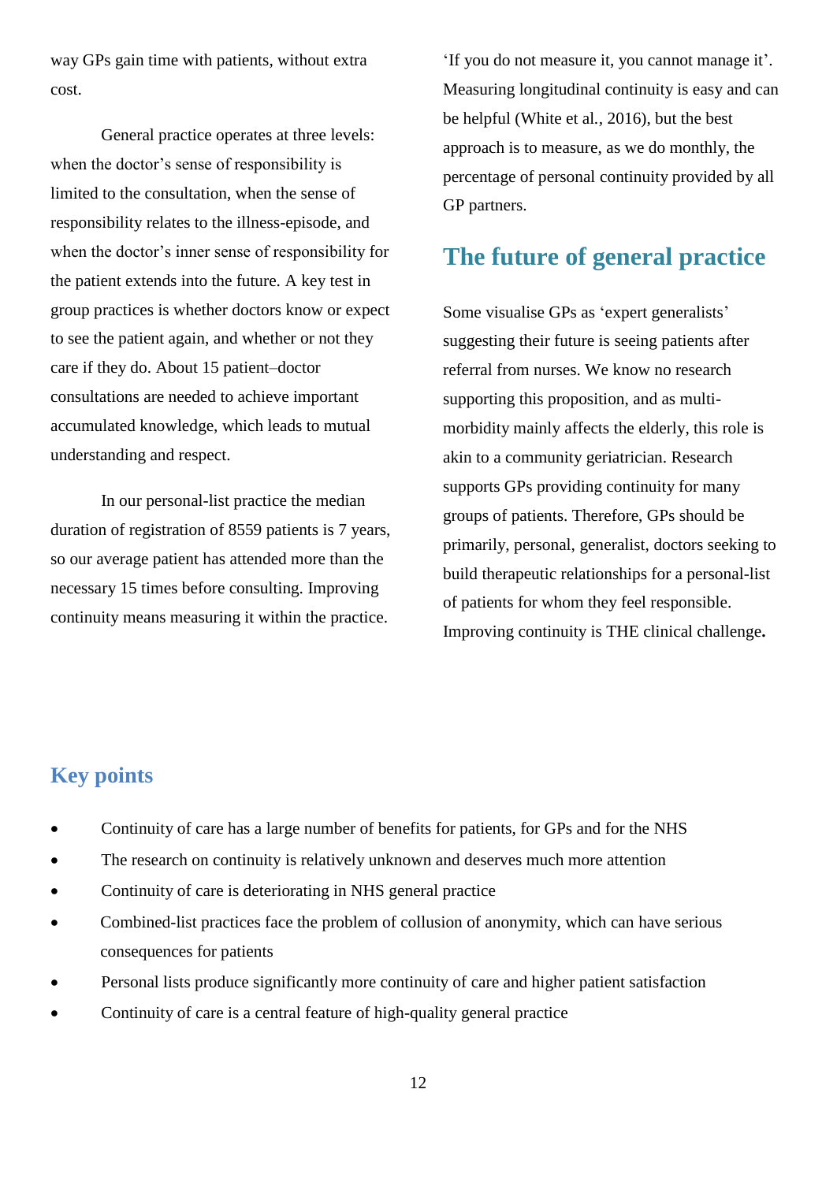way GPs gain time with patients, without extra cost.

General practice operates at three levels: when the doctor's sense of responsibility is limited to the consultation, when the sense of responsibility relates to the illness-episode, and when the doctor's inner sense of responsibility for the patient extends into the future. A key test in group practices is whether doctors know or expect to see the patient again, and whether or not they care if they do. About 15 patient–doctor consultations are needed to achieve important accumulated knowledge, which leads to mutual understanding and respect.

In our personal-list practice the median duration of registration of 8559 patients is 7 years, so our average patient has attended more than the necessary 15 times before consulting. Improving continuity means measuring it within the practice. 'If you do not measure it, you cannot manage it'. Measuring longitudinal continuity is easy and can be helpful (White et al., 2016), but the best approach is to measure, as we do monthly, the percentage of personal continuity provided by all GP partners.

## The future of general practice

Some visualise GPs as 'expert generalists' suggesting their future is seeing patients after referral from nurses. We know no research supporting this proposition, and as multi-morbidity mainly affects the elderly, this role is akin to a community geriatrician. Research supports GPs providing continuity for many groups of patients. Therefore, GPs should be primarily, personal, generalist, doctors seeking to build therapeutic relationships for a personal-list of patients for whom they feel responsible. Improving continuity is THE clinical challenge**.**

## Key points

- Continuity of care has a large number of benefits for patients, for GPs and for the NHS
- The research on continuity is relatively unknown and deserves much more attention
- Continuity of care is deteriorating in NHS general practice
- Combined-list practices face the problem of collusion of anonymity, which can have serious consequences for patients
- Personal lists produce significantly more continuity of care and higher patient satisfaction
- Continuity of care is a central feature of high-quality general practice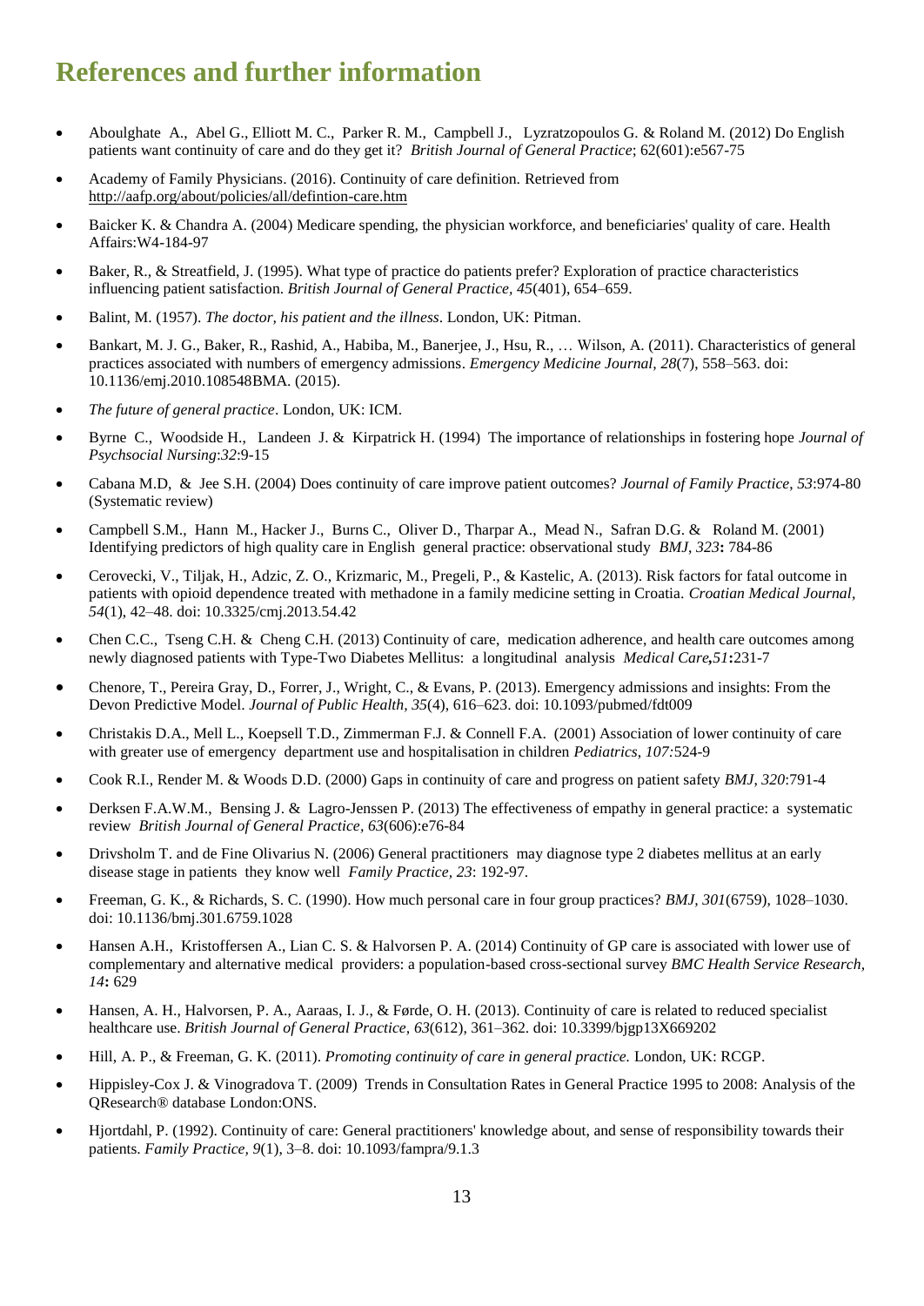# References and further information

- Aboulghate A., Abel G., Elliott M. C., Parker R. M., Campbell J., Lyzratzopoulos G. & Roland M. (2012) Do English patients want continuity of care and do they get it? *British Journal of General Practice*; 62(601):e567-75
- Academy of Family Physicians. (2016). Continuity of care definition. Retrieved from http://aafp.org/about/policies/all/defintion-care.htm
- Baicker K. & Chandra A. (2004) Medicare spending, the physician workforce, and beneficiaries' quality of care. Health Affairs:W4-184-97
- Baker, R., & Streatfield, J. (1995). What type of practice do patients prefer? Exploration of practice characteristics influencing patient satisfaction. *British Journal of General Practice, 45*(401), 654–659.
- Balint, M. (1957). *The doctor, his patient and the illness*. London, UK: Pitman.
- Bankart, M. J. G., Baker, R., Rashid, A., Habiba, M., Banerjee, J., Hsu, R., … Wilson, A. (2011). Characteristics of general practices associated with numbers of emergency admissions. *Emergency Medicine Journal, 28*(7), 558–563. doi: 10.1136/emj.2010.108548BMA. (2015).
- *The future of general practice*. London, UK: ICM.
- Byrne C., Woodside H., Landeen J. & Kirpatrick H. (1994) The importance of relationships in fostering hope *Journal of Psychsocial Nursing*:*32*:9-15
- Cabana M.D, & Jee S.H. (2004) Does continuity of care improve patient outcomes? *Journal of Family Practice, 53*:974-80 (Systematic review)
- Campbell S.M., Hann M., Hacker J., Burns C., Oliver D., Tharpar A., Mead N., Safran D.G. & Roland M. (2001) Identifying predictors of high quality care in English general practice: observational study *BMJ*, *323***:** 784-86
- Cerovecki, V., Tiljak, H., Adzic, Z. O., Krizmaric, M., Pregeli, P., & Kastelic, A. (2013). Risk factors for fatal outcome in patients with opioid dependence treated with methadone in a family medicine setting in Croatia. *Croatian Medical Journal, 54*(1), 42–48. doi: 10.3325/cmj.2013.54.42
- Chen C.C., Tseng C.H. & Cheng C.H. (2013) Continuity of care, medication adherence, and health care outcomes among newly diagnosed patients with Type-Two Diabetes Mellitus: a longitudinal analysis *Medical Care,51***:**231-7
- Chenore, T., Pereira Gray, D., Forrer, J., Wright, C., & Evans, P. (2013). Emergency admissions and insights: From the Devon Predictive Model. *Journal of Public Health, 35*(4), 616–623. doi: 10.1093/pubmed/fdt009
- Christakis D.A., Mell L., Koepsell T.D., Zimmerman F.J. & Connell F.A. (2001) Association of lower continuity of care with greater use of emergency department use and hospitalisation in children *Pediatrics*, *107:*524-9
- Cook R.I., Render M. & Woods D.D. (2000) Gaps in continuity of care and progress on patient safety *BMJ, 320*:791-4
- Derksen F.A.W.M., Bensing J. & Lagro-Jenssen P. (2013) The effectiveness of empathy in general practice: a systematic review *British Journal of General Practice, 63*(606):e76-84
- Drivsholm T. and de Fine Olivarius N. (2006) General practitioners may diagnose type 2 diabetes mellitus at an early disease stage in patients they know well *Family Practice, 23*: 192-97.
- Freeman, G. K., & Richards, S. C. (1990). How much personal care in four group practices? *BMJ, 301*(6759), 1028–1030. doi: 10.1136/bmj.301.6759.1028
- Hansen A.H., Kristoffersen A., Lian C. S. & Halvorsen P. A. (2014) Continuity of GP care is associated with lower use of complementary and alternative medical providers: a population-based cross-sectional survey *BMC Health Service Research, 14***:** 629
- Hansen, A. H., Halvorsen, P. A., Aaraas, I. J., & Førde, O. H. (2013). Continuity of care is related to reduced specialist healthcare use. *British Journal of General Practice, 63*(612), 361–362. doi: 10.3399/bjgp13X669202
- Hill, A. P., & Freeman, G. K. (2011). *Promoting continuity of care in general practice.* London, UK: RCGP.
- Hippisley-Cox J. & Vinogradova T. (2009) Trends in Consultation Rates in General Practice 1995 to 2008: Analysis of the QResearch® database London:ONS.
- Hjortdahl, P. (1992). Continuity of care: General practitioners' knowledge about, and sense of responsibility towards their patients. *Family Practice, 9*(1), 3–8. doi: 10.1093/fampra/9.1.3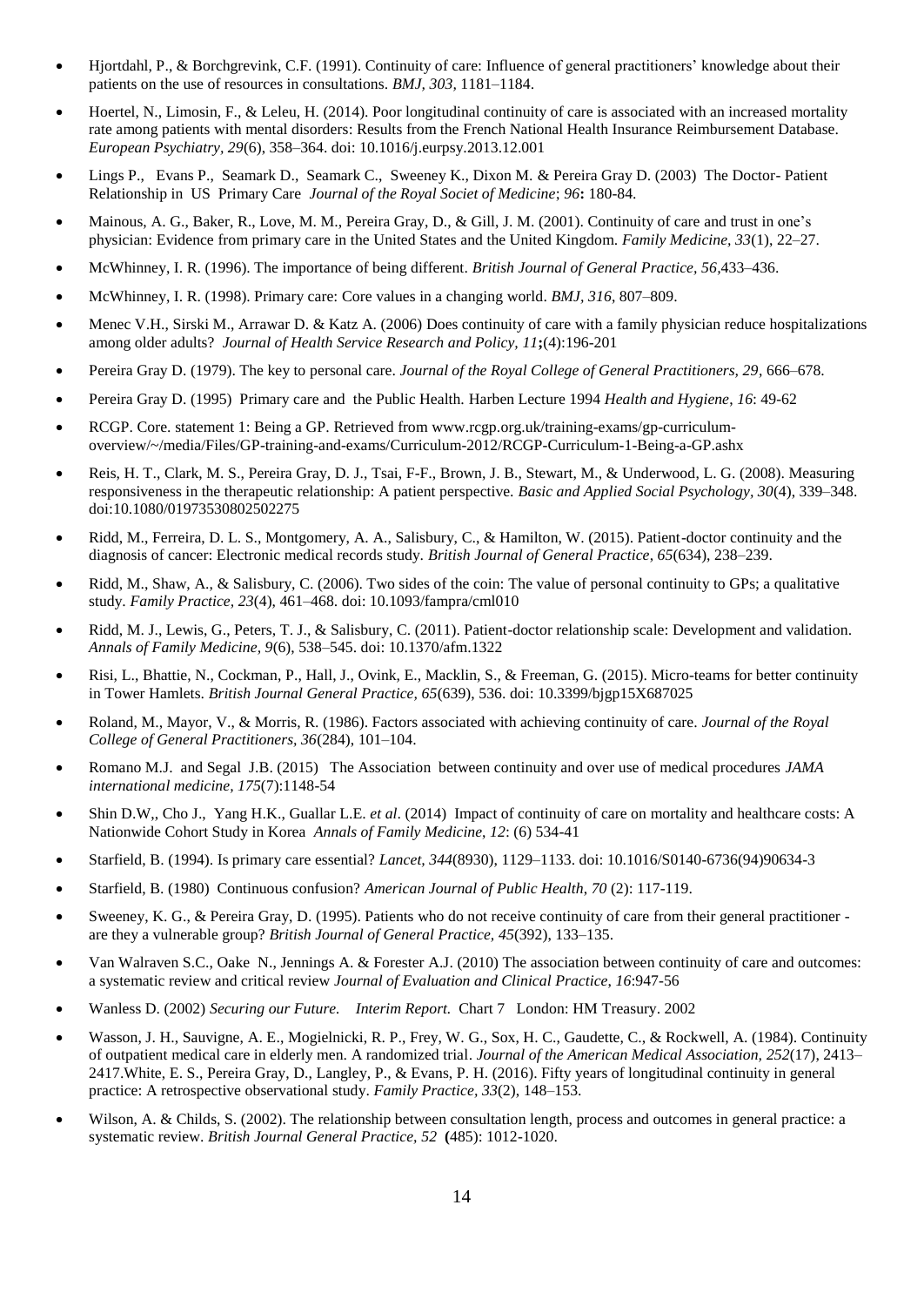- Hjortdahl, P., & Borchgrevink, C.F. (1991). Continuity of care: Influence of general practitioners' knowledge about their patients on the use of resources in consultations. *BMJ, 303*, 1181–1184.
- Hoertel, N., Limosin, F., & Leleu, H. (2014). Poor longitudinal continuity of care is associated with an increased mortality rate among patients with mental disorders: Results from the French National Health Insurance Reimbursement Database. *European Psychiatry, 29*(6), 358–364. doi: 10.1016/j.eurpsy.2013.12.001
- Lings P., Evans P., Seamark D., Seamark C., Sweeney K., Dixon M. & Pereira Gray D. (2003) The Doctor- Patient Relationship in US Primary Care *Journal of the Royal Societ of Medicine*; *96***:** 180-84.
- Mainous, A. G., Baker, R., Love, M. M., Pereira Gray, D., & Gill, J. M. (2001). Continuity of care and trust in one's physician: Evidence from primary care in the United States and the United Kingdom. *Family Medicine, 33*(1), 22–27.
- McWhinney, I. R. (1996). The importance of being different. *British Journal of General Practice, 56*,433–436.
- McWhinney, I. R. (1998). Primary care: Core values in a changing world. *BMJ, 316*, 807–809.
- Menec V.H., Sirski M., Arrawar D. & Katz A. (2006) Does continuity of care with a family physician reduce hospitalizations among older adults? *Journal of Health Service Research and Policy, 11***;**(4):196-201
- Pereira Gray D. (1979). The key to personal care. *Journal of the Royal College of General Practitioners, 29*, 666–678.
- Pereira Gray D. (1995) Primary care and the Public Health. Harben Lecture 1994 *Health and Hygiene, 16*: 49-62
- RCGP. Core. statement 1: Being a GP. Retrieved from www.rcgp.org.uk/training-exams/gp-curriculum-overview/~/media/Files/GP-training-and-exams/Curriculum-2012/RCGP-Curriculum-1-Being-a-GP.ashx
- Reis, H. T., Clark, M. S., Pereira Gray, D. J., Tsai, F-F., Brown, J. B., Stewart, M., & Underwood, L. G. (2008). Measuring responsiveness in the therapeutic relationship: A patient perspective. *Basic and Applied Social Psychology, 30*(4), 339–348. doi:10.1080/01973530802502275
- Ridd, M., Ferreira, D. L. S., Montgomery, A. A., Salisbury, C., & Hamilton, W. (2015). Patient-doctor continuity and the diagnosis of cancer: Electronic medical records study. *British Journal of General Practice, 65*(634), 238–239.
- Ridd, M., Shaw, A., & Salisbury, C. (2006). Two sides of the coin: The value of personal continuity to GPs; a qualitative study. *Family Practice, 23*(4), 461–468. doi: 10.1093/fampra/cml010
- Ridd, M. J., Lewis, G., Peters, T. J., & Salisbury, C. (2011). Patient-doctor relationship scale: Development and validation. *Annals of Family Medicine, 9*(6), 538–545. doi: 10.1370/afm.1322
- Risi, L., Bhattie, N., Cockman, P., Hall, J., Ovink, E., Macklin, S., & Freeman, G. (2015). Micro-teams for better continuity in Tower Hamlets. *British Journal General Practice, 65*(639), 536. doi: 10.3399/bjgp15X687025
- Roland, M., Mayor, V., & Morris, R. (1986). Factors associated with achieving continuity of care. *Journal of the Royal College of General Practitioners, 36*(284), 101–104.
- Romano M.J. and Segal J.B. (2015) The Association between continuity and over use of medical procedures *JAMA international medicine, 175*(7):1148-54
- Shin D.W,, Cho J., Yang H.K., Guallar L.E. *et al*. (2014) Impact of continuity of care on mortality and healthcare costs: A Nationwide Cohort Study in Korea *Annals of Family Medicine, 12*: (6) 534-41
- Starfield, B. (1994). Is primary care essential? *Lancet, 344*(8930), 1129–1133. doi: 10.1016/S0140-6736(94)90634-3
- Starfield, B. (1980) Continuous confusion? *American Journal of Public Health, 70* (2): 117-119.
- Sweeney, K. G., & Pereira Gray, D. (1995). Patients who do not receive continuity of care from their general practitioner - are they a vulnerable group? *British Journal of General Practice, 45*(392), 133–135.
- Van Walraven S.C., Oake N., Jennings A. & Forester A.J. (2010) The association between continuity of care and outcomes: a systematic review and critical review *Journal of Evaluation and Clinical Practice, 16*:947-56
- Wanless D. (2002) *Securing our Future. Interim Report.* Chart 7 London: HM Treasury. 2002
- Wasson, J. H., Sauvigne, A. E., Mogielnicki, R. P., Frey, W. G., Sox, H. C., Gaudette, C., & Rockwell, A. (1984). Continuity of outpatient medical care in elderly men. A randomized trial. *Journal of the American Medical Association, 252*(17), 2413–2417.White, E. S., Pereira Gray, D., Langley, P., & Evans, P. H. (2016). Fifty years of longitudinal continuity in general practice: A retrospective observational study. *Family Practice, 33*(2), 148–153.
- Wilson, A. & Childs, S. (2002). The relationship between consultation length, process and outcomes in general practice: a systematic review. *British Journal General Practice, 52* **(**485): 1012-1020.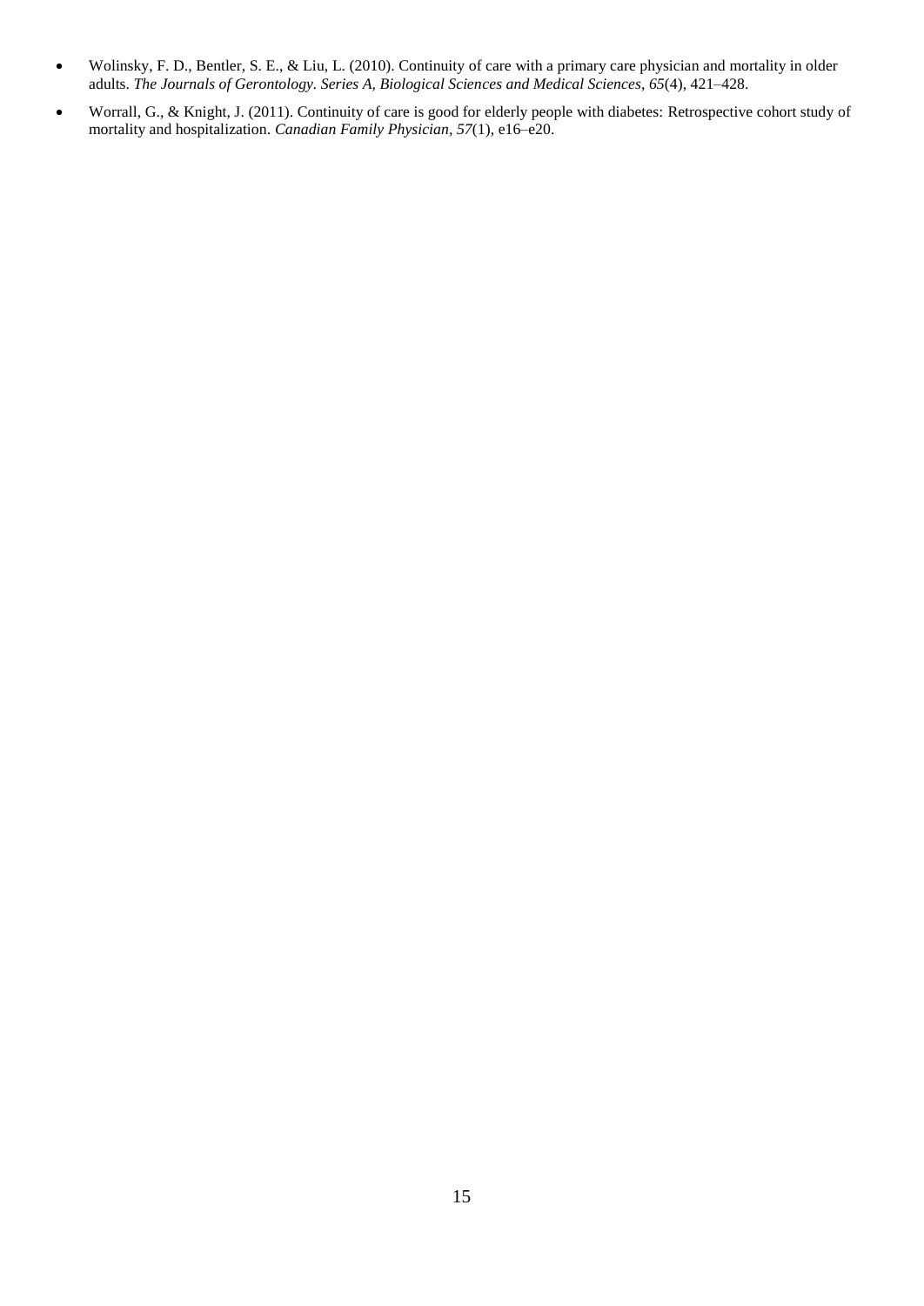- Wolinsky, F. D., Bentler, S. E., & Liu, L. (2010). Continuity of care with a primary care physician and mortality in older adults. *The Journals of Gerontology. Series A, Biological Sciences and Medical Sciences*, *65*(4), 421–428.
- Worrall, G., & Knight, J. (2011). Continuity of care is good for elderly people with diabetes: Retrospective cohort study of mortality and hospitalization. *Canadian Family Physician*, *57*(1), e16–e20.